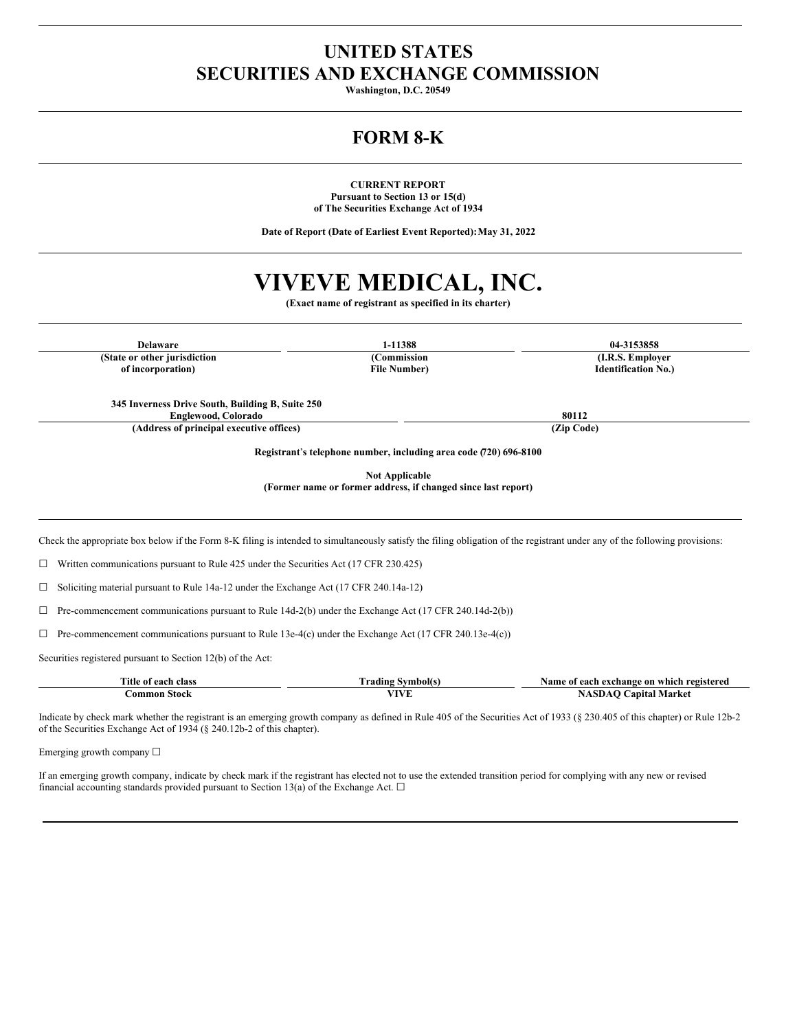# UNITED STATES
# SECURITIES AND EXCHANGE COMMISSION

**Washington, D.C. 20549**

## FORM 8-K

**CURRENT REPORT**
**Pursuant to Section 13 or 15(d)**
**of The Securities Exchange Act of 1934**

**Date of Report (Date of Earliest Event Reported): May 31, 2022**

# VIVEVE MEDICAL, INC.

**(Exact name of registrant as specified in its charter)**

| Delaware | 1-11388 | 04-3153858 |
|---|---|---|
| (State or other jurisdiction of incorporation) | (Commission File Number) | (I.R.S. Employer Identification No.) |

| 345 Inverness Drive South, Building B, Suite 250 Englewood, Colorado | 80112 |
|---|---|
| (Address of principal executive offices) | (Zip Code) |

**Registrant's telephone number, including area code (720) 696-8100**

**Not Applicable**
**(Former name or former address, if changed since last report)**

Check the appropriate box below if the Form 8-K filing is intended to simultaneously satisfy the filing obligation of the registrant under any of the following provisions:

☐ Written communications pursuant to Rule 425 under the Securities Act (17 CFR 230.425)

☐ Soliciting material pursuant to Rule 14a-12 under the Exchange Act (17 CFR 240.14a-12)

☐ Pre-commencement communications pursuant to Rule 14d-2(b) under the Exchange Act (17 CFR 240.14d-2(b))

☐ Pre-commencement communications pursuant to Rule 13e-4(c) under the Exchange Act (17 CFR 240.13e-4(c))

Securities registered pursuant to Section 12(b) of the Act:

| Title of each class | Trading Symbol(s) | Name of each exchange on which registered |
|---|---|---|
| Common Stock | VIVE | NASDAQ Capital Market |

Indicate by check mark whether the registrant is an emerging growth company as defined in Rule 405 of the Securities Act of 1933 (§ 230.405 of this chapter) or Rule 12b-2 of the Securities Exchange Act of 1934 (§ 240.12b-2 of this chapter).

Emerging growth company ☐

If an emerging growth company, indicate by check mark if the registrant has elected not to use the extended transition period for complying with any new or revised financial accounting standards provided pursuant to Section 13(a) of the Exchange Act. ☐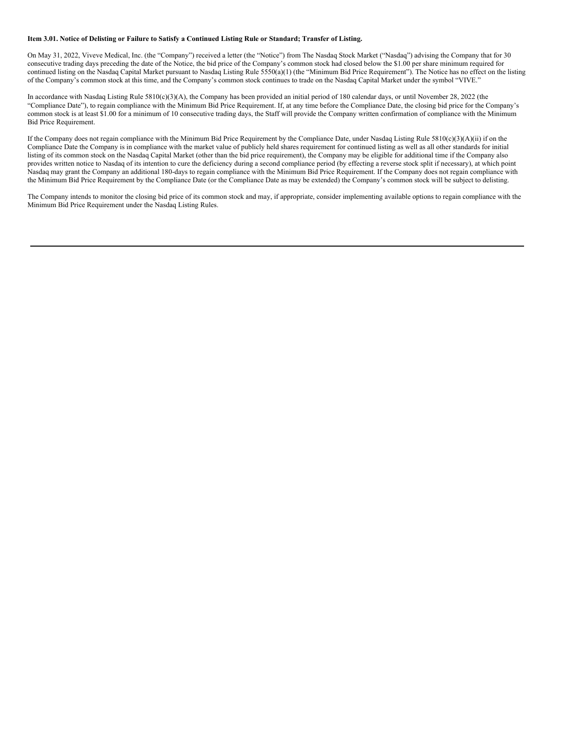**Item 3.01. Notice of Delisting or Failure to Satisfy a Continued Listing Rule or Standard; Transfer of Listing.**

On May 31, 2022, Viveve Medical, Inc. (the "Company") received a letter (the "Notice") from The Nasdaq Stock Market ("Nasdaq") advising the Company that for 30 consecutive trading days preceding the date of the Notice, the bid price of the Company's common stock had closed below the $1.00 per share minimum required for continued listing on the Nasdaq Capital Market pursuant to Nasdaq Listing Rule 5550(a)(1) (the "Minimum Bid Price Requirement"). The Notice has no effect on the listing of the Company's common stock at this time, and the Company's common stock continues to trade on the Nasdaq Capital Market under the symbol "VIVE."

In accordance with Nasdaq Listing Rule 5810(c)(3)(A), the Company has been provided an initial period of 180 calendar days, or until November 28, 2022 (the "Compliance Date"), to regain compliance with the Minimum Bid Price Requirement. If, at any time before the Compliance Date, the closing bid price for the Company's common stock is at least $1.00 for a minimum of 10 consecutive trading days, the Staff will provide the Company written confirmation of compliance with the Minimum Bid Price Requirement.

If the Company does not regain compliance with the Minimum Bid Price Requirement by the Compliance Date, under Nasdaq Listing Rule 5810(c)(3)(A)(ii) if on the Compliance Date the Company is in compliance with the market value of publicly held shares requirement for continued listing as well as all other standards for initial listing of its common stock on the Nasdaq Capital Market (other than the bid price requirement), the Company may be eligible for additional time if the Company also provides written notice to Nasdaq of its intention to cure the deficiency during a second compliance period (by effecting a reverse stock split if necessary), at which point Nasdaq may grant the Company an additional 180-days to regain compliance with the Minimum Bid Price Requirement. If the Company does not regain compliance with the Minimum Bid Price Requirement by the Compliance Date (or the Compliance Date as may be extended) the Company's common stock will be subject to delisting.

The Company intends to monitor the closing bid price of its common stock and may, if appropriate, consider implementing available options to regain compliance with the Minimum Bid Price Requirement under the Nasdaq Listing Rules.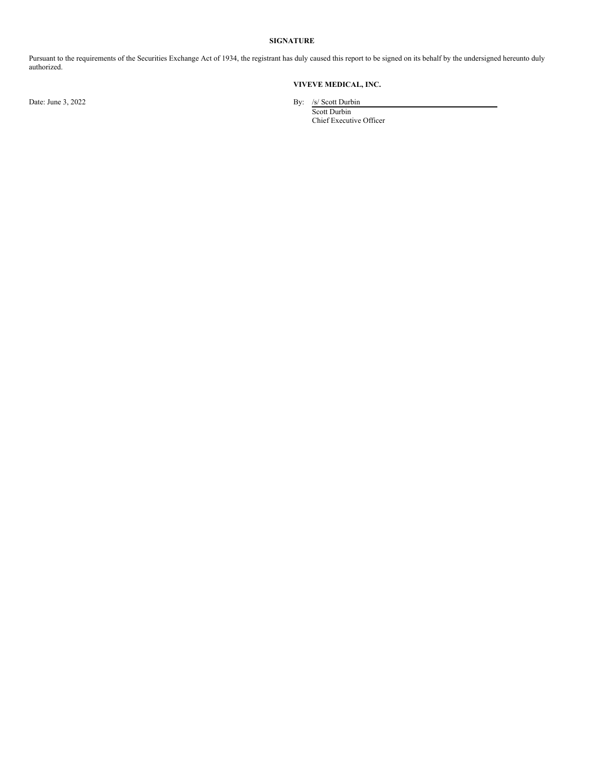**SIGNATURE**

Pursuant to the requirements of the Securities Exchange Act of 1934, the registrant has duly caused this report to be signed on its behalf by the undersigned hereunto duly authorized.

**VIVEVE MEDICAL, INC.**

Date: June 3, 2022

By: /s/ Scott Durbin
Scott Durbin
Chief Executive Officer